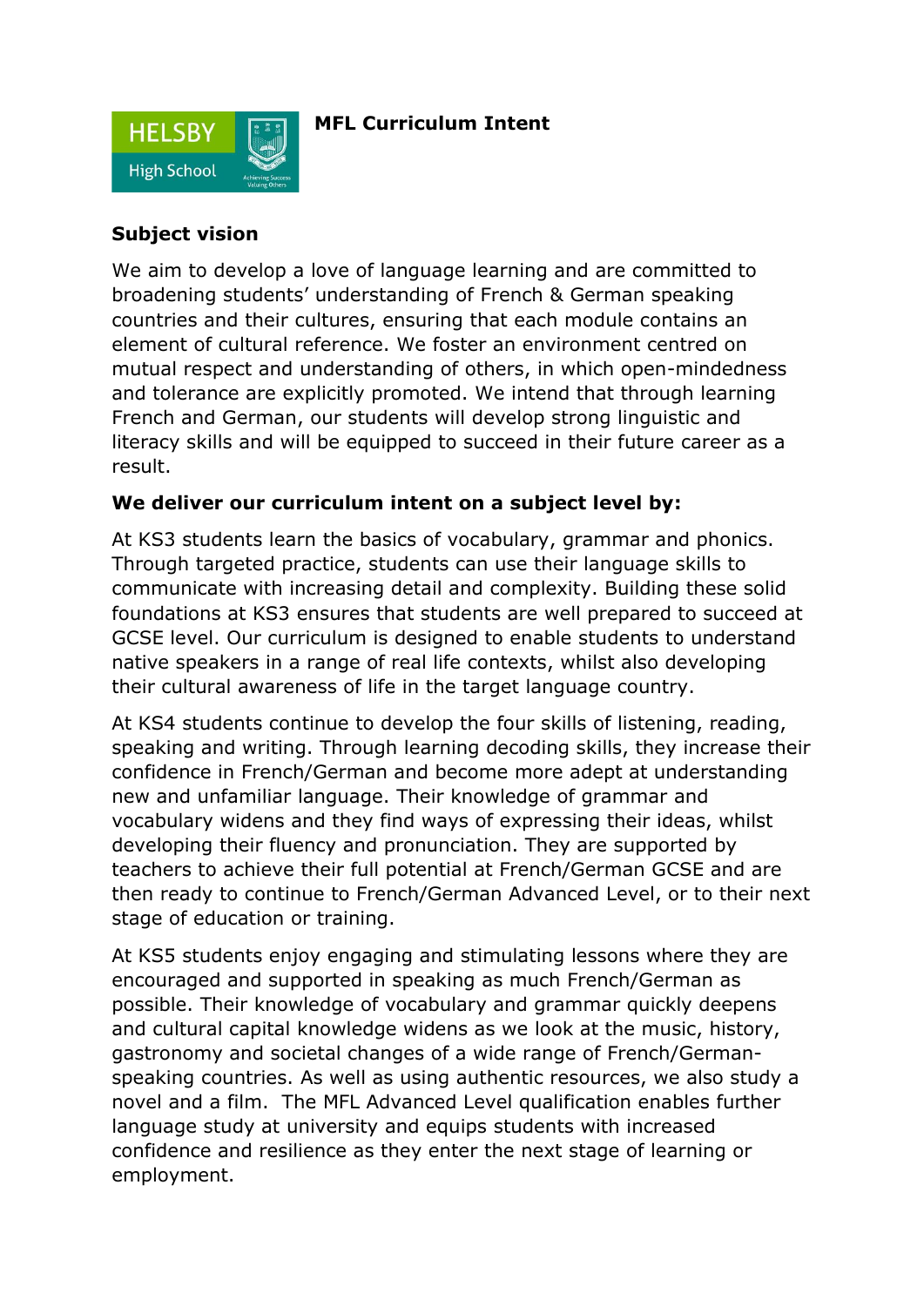# MFL Curriculum Intent

## Subject vision

We aim to develop a love of language learning and are committed to broadening students' understanding of French & German speaking countries and their cultures, ensuring that each module contains an element of cultural reference. We foster an environment centred on mutual respect and understanding of others, in which open-mindedness and tolerance are explicitly promoted. We intend that through learning French and German, our students will develop strong linguistic and literacy skills and will be equipped to succeed in their future career as a result.

## We deliver our curriculum intent on a subject level by:

At KS3 students learn the basics of vocabulary, grammar and phonics. Through targeted practice, students can use their language skills to communicate with increasing detail and complexity. Building these solid foundations at KS3 ensures that students are well prepared to succeed at GCSE level. Our curriculum is designed to enable students to understand native speakers in a range of real life contexts, whilst also developing their cultural awareness of life in the target language country.

At KS4 students continue to develop the four skills of listening, reading, speaking and writing. Through learning decoding skills, they increase their confidence in French/German and become more adept at understanding new and unfamiliar language. Their knowledge of grammar and vocabulary widens and they find ways of expressing their ideas, whilst developing their fluency and pronunciation. They are supported by teachers to achieve their full potential at French/German GCSE and are then ready to continue to French/German Advanced Level, or to their next stage of education or training.

At KS5 students enjoy engaging and stimulating lessons where they are encouraged and supported in speaking as much French/German as possible. Their knowledge of vocabulary and grammar quickly deepens and cultural capital knowledge widens as we look at the music, history, gastronomy and societal changes of a wide range of French/German-speaking countries. As well as using authentic resources, we also study a novel and a film. The MFL Advanced Level qualification enables further language study at university and equips students with increased confidence and resilience as they enter the next stage of learning or employment.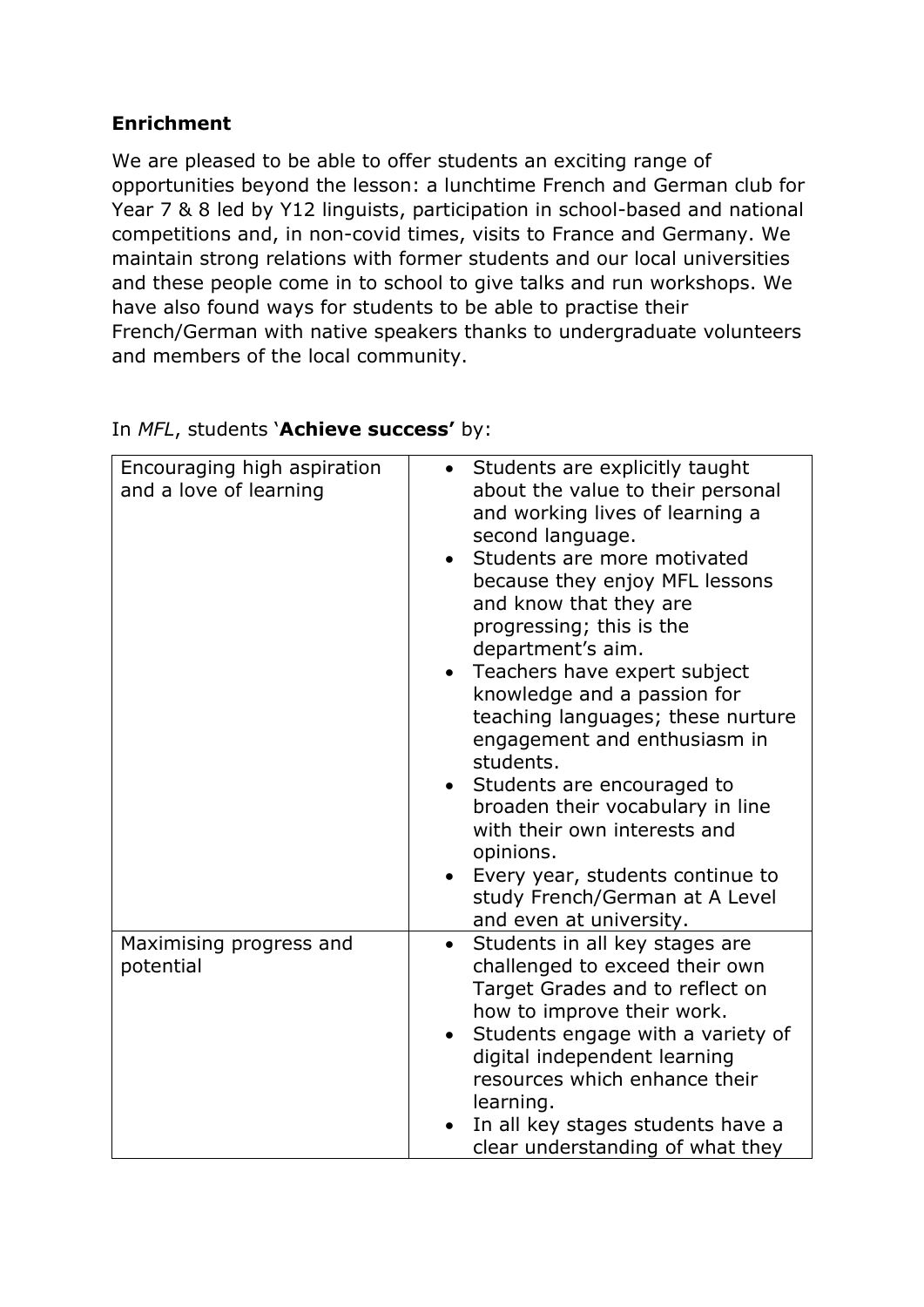**Enrichment**

We are pleased to be able to offer students an exciting range of opportunities beyond the lesson: a lunchtime French and German club for Year 7 & 8 led by Y12 linguists, participation in school-based and national competitions and, in non-covid times, visits to France and Germany. We maintain strong relations with former students and our local universities and these people come in to school to give talks and run workshops. We have also found ways for students to be able to practise their French/German with native speakers thanks to undergraduate volunteers and members of the local community.

In *MFL*, students '**Achieve success'** by:

| | |
|---|---|
| Encouraging high aspiration and a love of learning | • Students are explicitly taught about the value to their personal and working lives of learning a second language.<br>• Students are more motivated because they enjoy MFL lessons and know that they are progressing; this is the department's aim.<br>• Teachers have expert subject knowledge and a passion for teaching languages; these nurture engagement and enthusiasm in students.<br>• Students are encouraged to broaden their vocabulary in line with their own interests and opinions.<br>• Every year, students continue to study French/German at A Level and even at university. |
| Maximising progress and potential | • Students in all key stages are challenged to exceed their own Target Grades and to reflect on how to improve their work.<br>• Students engage with a variety of digital independent learning resources which enhance their learning.<br>• In all key stages students have a clear understanding of what they |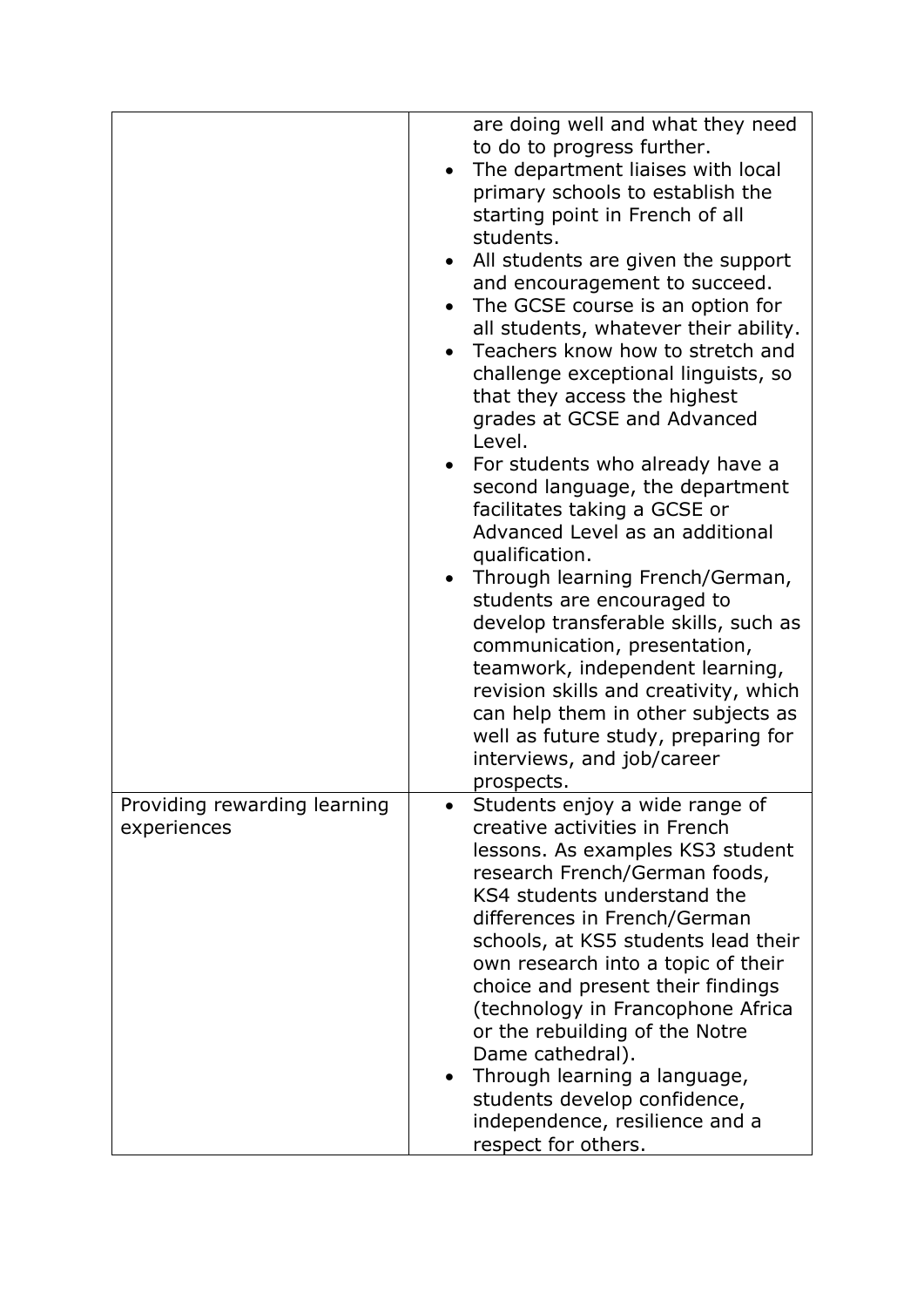| | |
|---|---|
| | are doing well and what they need to do to progress further.<br>• The department liaises with local primary schools to establish the starting point in French of all students.<br>• All students are given the support and encouragement to succeed.<br>• The GCSE course is an option for all students, whatever their ability.<br>• Teachers know how to stretch and challenge exceptional linguists, so that they access the highest grades at GCSE and Advanced Level.<br>• For students who already have a second language, the department facilitates taking a GCSE or Advanced Level as an additional qualification.<br>• Through learning French/German, students are encouraged to develop transferable skills, such as communication, presentation, teamwork, independent learning, revision skills and creativity, which can help them in other subjects as well as future study, preparing for interviews, and job/career prospects. |
| Providing rewarding learning experiences | • Students enjoy a wide range of creative activities in French lessons. As examples KS3 student research French/German foods, KS4 students understand the differences in French/German schools, at KS5 students lead their own research into a topic of their choice and present their findings (technology in Francophone Africa or the rebuilding of the Notre Dame cathedral).<br>• Through learning a language, students develop confidence, independence, resilience and a respect for others. |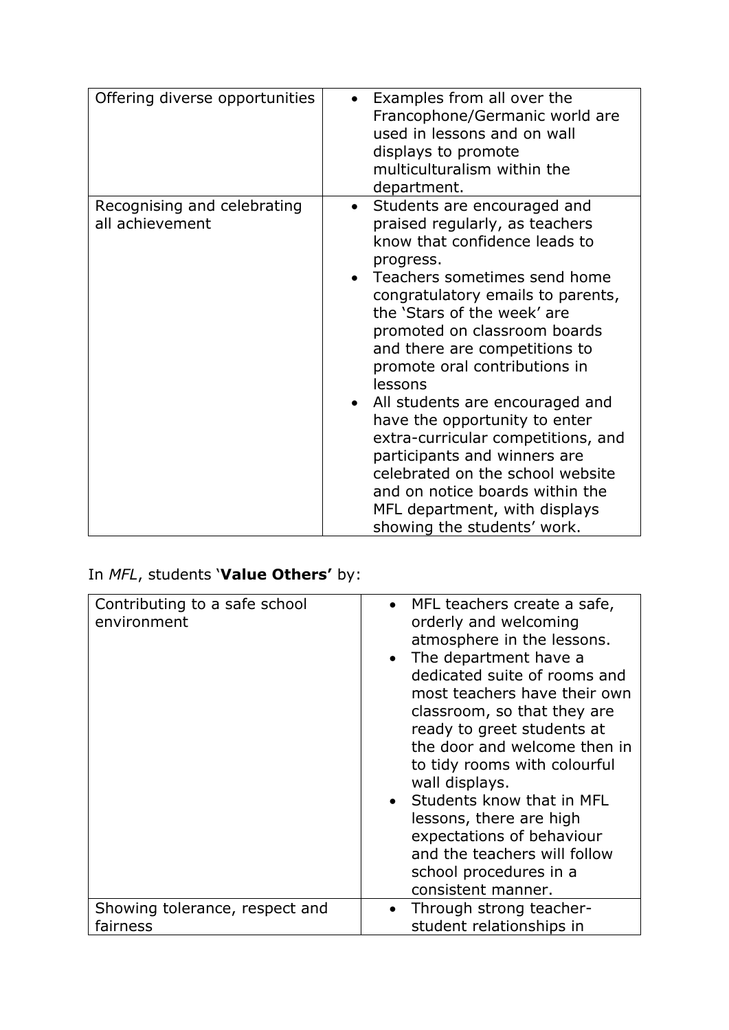| | |
|---|---|
| Offering diverse opportunities | • Examples from all over the Francophone/Germanic world are used in lessons and on wall displays to promote multiculturalism within the department. |
| Recognising and celebrating all achievement | • Students are encouraged and praised regularly, as teachers know that confidence leads to progress.<br>• Teachers sometimes send home congratulatory emails to parents, the 'Stars of the week' are promoted on classroom boards and there are competitions to promote oral contributions in lessons<br>• All students are encouraged and have the opportunity to enter extra-curricular competitions, and participants and winners are celebrated on the school website and on notice boards within the MFL department, with displays showing the students' work. |

In *MFL*, students '**Value Others'** by:

| | |
|---|---|
| Contributing to a safe school environment | • MFL teachers create a safe, orderly and welcoming atmosphere in the lessons.<br>• The department have a dedicated suite of rooms and most teachers have their own classroom, so that they are ready to greet students at the door and welcome then in to tidy rooms with colourful wall displays.<br>• Students know that in MFL lessons, there are high expectations of behaviour and the teachers will follow school procedures in a consistent manner. |
| Showing tolerance, respect and fairness | • Through strong teacher-student relationships in |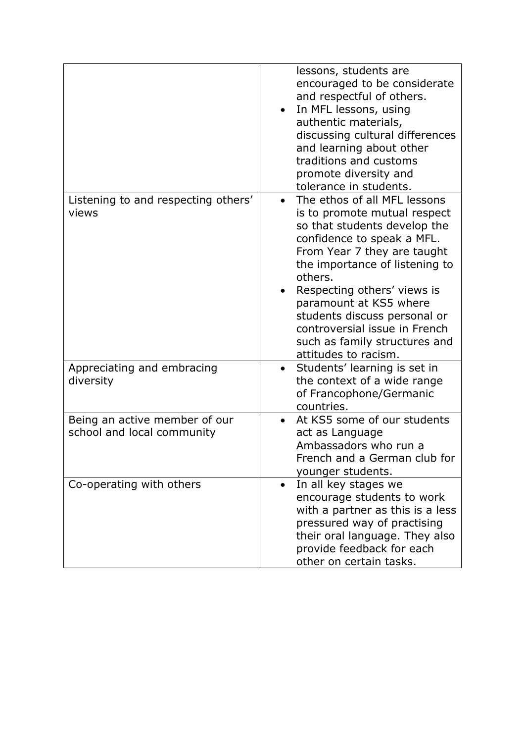| | |
|---|---|
| | lessons, students are encouraged to be considerate and respectful of others.<br>• In MFL lessons, using authentic materials, discussing cultural differences and learning about other traditions and customs promote diversity and tolerance in students. |
| Listening to and respecting others' views | • The ethos of all MFL lessons is to promote mutual respect so that students develop the confidence to speak a MFL. From Year 7 they are taught the importance of listening to others.<br>• Respecting others' views is paramount at KS5 where students discuss personal or controversial issue in French such as family structures and attitudes to racism. |
| Appreciating and embracing diversity | • Students' learning is set in the context of a wide range of Francophone/Germanic countries. |
| Being an active member of our school and local community | • At KS5 some of our students act as Language Ambassadors who run a French and a German club for younger students. |
| Co-operating with others | • In all key stages we encourage students to work with a partner as this is a less pressured way of practising their oral language. They also provide feedback for each other on certain tasks. |